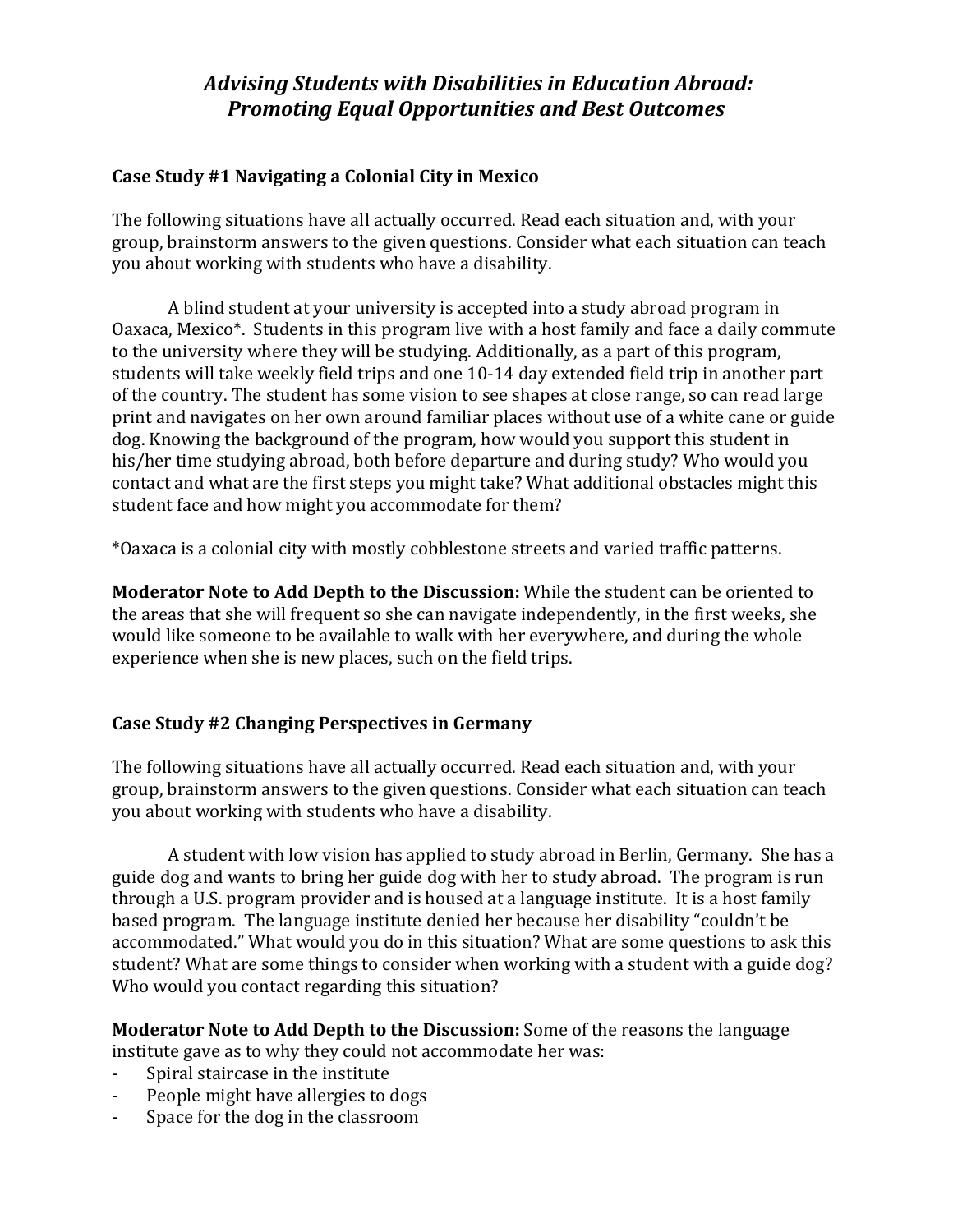# *Advising Students with Disabilities in Education Abroad: Promoting Equal Opportunities and Best Outcomes*

## Case Study #1 Navigating a Colonial City in Mexico

The following situations have all actually occurred. Read each situation and, with your group, brainstorm answers to the given questions. Consider what each situation can teach you about working with students who have a disability.

A blind student at your university is accepted into a study abroad program in Oaxaca, Mexico*. Students in this program live with a host family and face a daily commute to the university where they will be studying. Additionally, as a part of this program, students will take weekly field trips and one 10-14 day extended field trip in another part of the country. The student has some vision to see shapes at close range, so can read large print and navigates on her own around familiar places without use of a white cane or guide dog. Knowing the background of the program, how would you support this student in his/her time studying abroad, both before departure and during study? Who would you contact and what are the first steps you might take? What additional obstacles might this student face and how might you accommodate for them?

*Oaxaca is a colonial city with mostly cobblestone streets and varied traffic patterns.

**Moderator Note to Add Depth to the Discussion:** While the student can be oriented to the areas that she will frequent so she can navigate independently, in the first weeks, she would like someone to be available to walk with her everywhere, and during the whole experience when she is new places, such on the field trips.

## Case Study #2 Changing Perspectives in Germany

The following situations have all actually occurred. Read each situation and, with your group, brainstorm answers to the given questions. Consider what each situation can teach you about working with students who have a disability.

A student with low vision has applied to study abroad in Berlin, Germany. She has a guide dog and wants to bring her guide dog with her to study abroad. The program is run through a U.S. program provider and is housed at a language institute. It is a host family based program. The language institute denied her because her disability "couldn't be accommodated." What would you do in this situation? What are some questions to ask this student? What are some things to consider when working with a student with a guide dog? Who would you contact regarding this situation?

**Moderator Note to Add Depth to the Discussion:** Some of the reasons the language institute gave as to why they could not accommodate her was:

- Spiral staircase in the institute
- People might have allergies to dogs
- Space for the dog in the classroom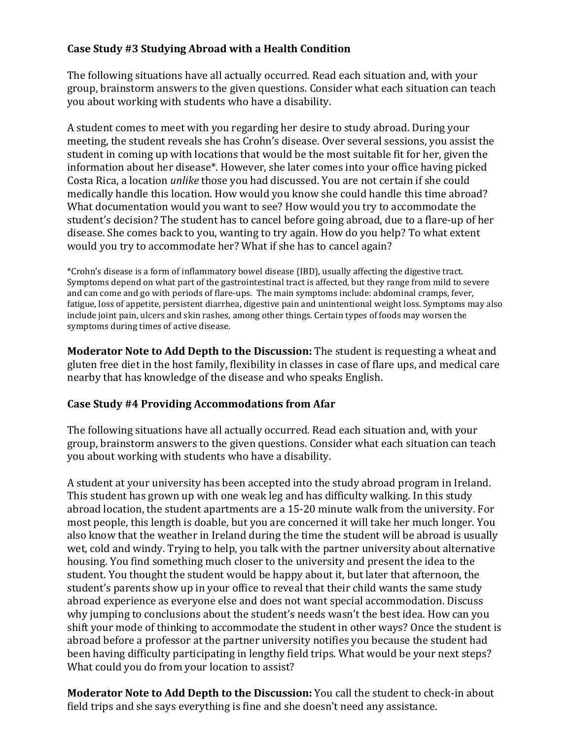### Case Study #3 Studying Abroad with a Health Condition

The following situations have all actually occurred. Read each situation and, with your group, brainstorm answers to the given questions. Consider what each situation can teach you about working with students who have a disability.

A student comes to meet with you regarding her desire to study abroad. During your meeting, the student reveals she has Crohn's disease. Over several sessions, you assist the student in coming up with locations that would be the most suitable fit for her, given the information about her disease*. However, she later comes into your office having picked Costa Rica, a location *unlike* those you had discussed. You are not certain if she could medically handle this location. How would you know she could handle this time abroad? What documentation would you want to see? How would you try to accommodate the student's decision? The student has to cancel before going abroad, due to a flare-up of her disease. She comes back to you, wanting to try again. How do you help? To what extent would you try to accommodate her? What if she has to cancel again?

*Crohn's disease is a form of inflammatory bowel disease (IBD), usually affecting the digestive tract. Symptoms depend on what part of the gastrointestinal tract is affected, but they range from mild to severe and can come and go with periods of flare-ups. The main symptoms include: abdominal cramps, fever, fatigue, loss of appetite, persistent diarrhea, digestive pain and unintentional weight loss. Symptoms may also include joint pain, ulcers and skin rashes, among other things. Certain types of foods may worsen the symptoms during times of active disease.

**Moderator Note to Add Depth to the Discussion:** The student is requesting a wheat and gluten free diet in the host family, flexibility in classes in case of flare ups, and medical care nearby that has knowledge of the disease and who speaks English.

### Case Study #4 Providing Accommodations from Afar

The following situations have all actually occurred. Read each situation and, with your group, brainstorm answers to the given questions. Consider what each situation can teach you about working with students who have a disability.

A student at your university has been accepted into the study abroad program in Ireland. This student has grown up with one weak leg and has difficulty walking. In this study abroad location, the student apartments are a 15-20 minute walk from the university. For most people, this length is doable, but you are concerned it will take her much longer. You also know that the weather in Ireland during the time the student will be abroad is usually wet, cold and windy. Trying to help, you talk with the partner university about alternative housing. You find something much closer to the university and present the idea to the student. You thought the student would be happy about it, but later that afternoon, the student's parents show up in your office to reveal that their child wants the same study abroad experience as everyone else and does not want special accommodation. Discuss why jumping to conclusions about the student's needs wasn't the best idea. How can you shift your mode of thinking to accommodate the student in other ways? Once the student is abroad before a professor at the partner university notifies you because the student had been having difficulty participating in lengthy field trips. What would be your next steps? What could you do from your location to assist?

**Moderator Note to Add Depth to the Discussion:** You call the student to check-in about field trips and she says everything is fine and she doesn't need any assistance.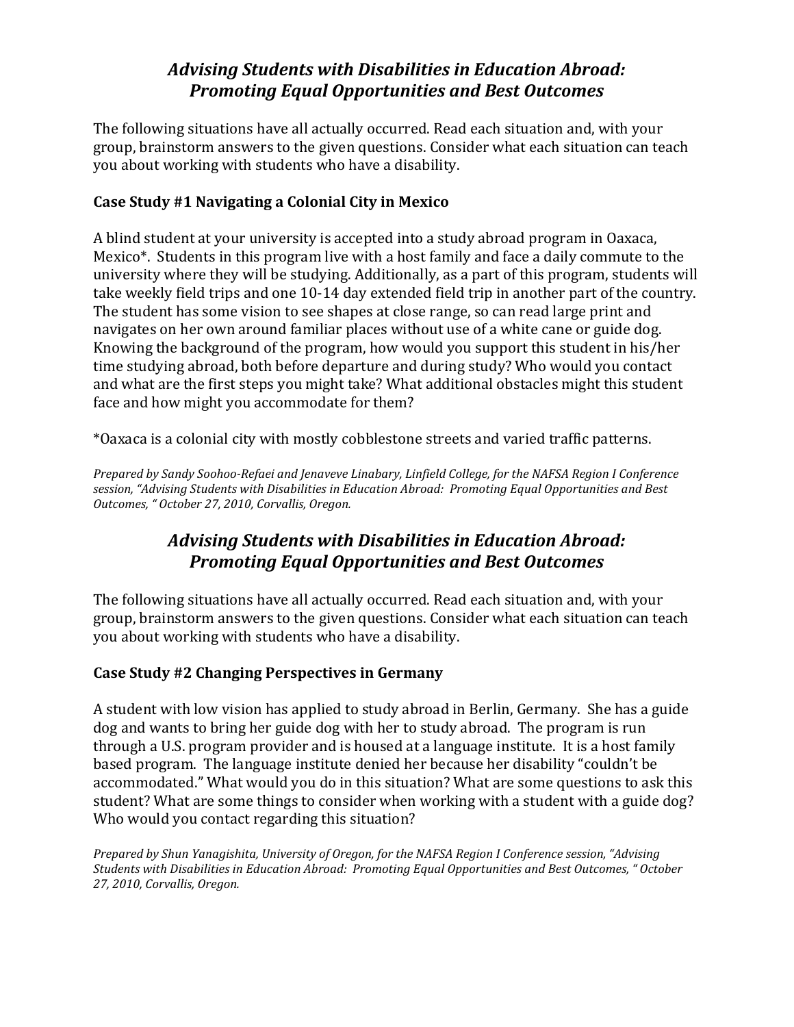## *Advising Students with Disabilities in Education Abroad: Promoting Equal Opportunities and Best Outcomes*

The following situations have all actually occurred. Read each situation and, with your group, brainstorm answers to the given questions. Consider what each situation can teach you about working with students who have a disability.

### Case Study #1 Navigating a Colonial City in Mexico

A blind student at your university is accepted into a study abroad program in Oaxaca, Mexico*. Students in this program live with a host family and face a daily commute to the university where they will be studying. Additionally, as a part of this program, students will take weekly field trips and one 10-14 day extended field trip in another part of the country. The student has some vision to see shapes at close range, so can read large print and navigates on her own around familiar places without use of a white cane or guide dog. Knowing the background of the program, how would you support this student in his/her time studying abroad, both before departure and during study? Who would you contact and what are the first steps you might take? What additional obstacles might this student face and how might you accommodate for them?

*Oaxaca is a colonial city with mostly cobblestone streets and varied traffic patterns.

*Prepared by Sandy Soohoo-Refaei and Jenaveve Linabary, Linfield College, for the NAFSA Region I Conference session, "Advising Students with Disabilities in Education Abroad: Promoting Equal Opportunities and Best Outcomes, " October 27, 2010, Corvallis, Oregon.*

## *Advising Students with Disabilities in Education Abroad: Promoting Equal Opportunities and Best Outcomes*

The following situations have all actually occurred. Read each situation and, with your group, brainstorm answers to the given questions. Consider what each situation can teach you about working with students who have a disability.

### Case Study #2 Changing Perspectives in Germany

A student with low vision has applied to study abroad in Berlin, Germany. She has a guide dog and wants to bring her guide dog with her to study abroad. The program is run through a U.S. program provider and is housed at a language institute. It is a host family based program. The language institute denied her because her disability "couldn't be accommodated." What would you do in this situation? What are some questions to ask this student? What are some things to consider when working with a student with a guide dog? Who would you contact regarding this situation?

*Prepared by Shun Yanagishita, University of Oregon, for the NAFSA Region I Conference session, "Advising Students with Disabilities in Education Abroad: Promoting Equal Opportunities and Best Outcomes, " October 27, 2010, Corvallis, Oregon.*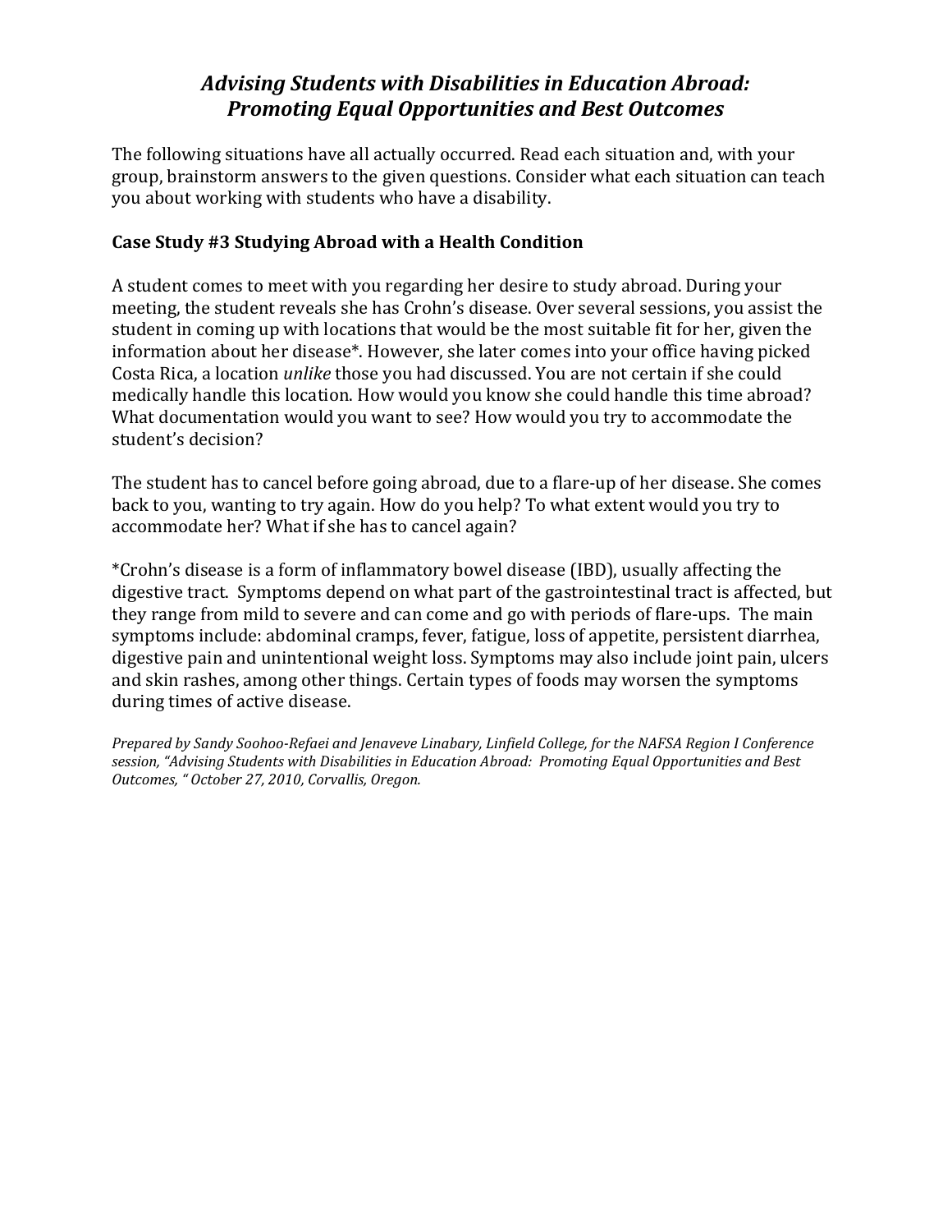# *Advising Students with Disabilities in Education Abroad: Promoting Equal Opportunities and Best Outcomes*

The following situations have all actually occurred. Read each situation and, with your group, brainstorm answers to the given questions. Consider what each situation can teach you about working with students who have a disability.

### Case Study #3 Studying Abroad with a Health Condition

A student comes to meet with you regarding her desire to study abroad. During your meeting, the student reveals she has Crohn's disease. Over several sessions, you assist the student in coming up with locations that would be the most suitable fit for her, given the information about her disease*. However, she later comes into your office having picked Costa Rica, a location *unlike* those you had discussed. You are not certain if she could medically handle this location. How would you know she could handle this time abroad? What documentation would you want to see? How would you try to accommodate the student's decision?

The student has to cancel before going abroad, due to a flare-up of her disease. She comes back to you, wanting to try again. How do you help? To what extent would you try to accommodate her? What if she has to cancel again?

*Crohn's disease is a form of inflammatory bowel disease (IBD), usually affecting the digestive tract. Symptoms depend on what part of the gastrointestinal tract is affected, but they range from mild to severe and can come and go with periods of flare-ups. The main symptoms include: abdominal cramps, fever, fatigue, loss of appetite, persistent diarrhea, digestive pain and unintentional weight loss. Symptoms may also include joint pain, ulcers and skin rashes, among other things. Certain types of foods may worsen the symptoms during times of active disease.

*Prepared by Sandy Soohoo-Refaei and Jenaveve Linabary, Linfield College, for the NAFSA Region I Conference session, "Advising Students with Disabilities in Education Abroad: Promoting Equal Opportunities and Best Outcomes, " October 27, 2010, Corvallis, Oregon.*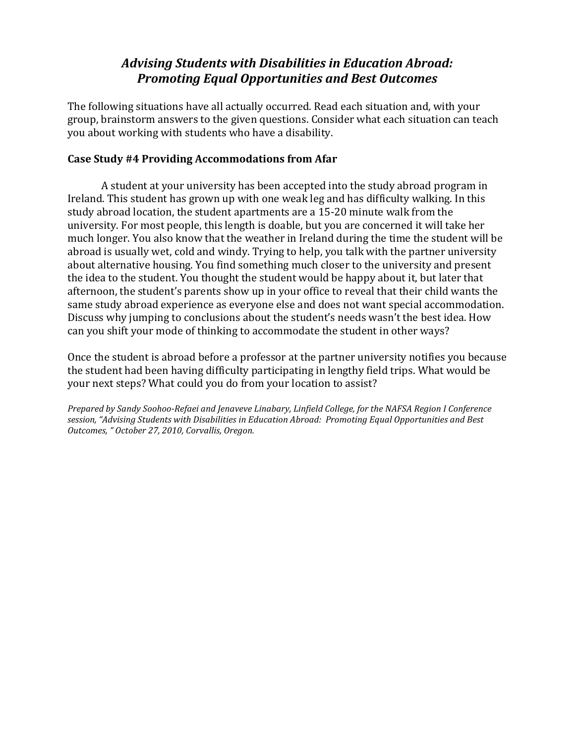# *Advising Students with Disabilities in Education Abroad: Promoting Equal Opportunities and Best Outcomes*

The following situations have all actually occurred. Read each situation and, with your group, brainstorm answers to the given questions. Consider what each situation can teach you about working with students who have a disability.

**Case Study #4 Providing Accommodations from Afar**

A student at your university has been accepted into the study abroad program in Ireland. This student has grown up with one weak leg and has difficulty walking. In this study abroad location, the student apartments are a 15-20 minute walk from the university. For most people, this length is doable, but you are concerned it will take her much longer. You also know that the weather in Ireland during the time the student will be abroad is usually wet, cold and windy. Trying to help, you talk with the partner university about alternative housing. You find something much closer to the university and present the idea to the student. You thought the student would be happy about it, but later that afternoon, the student's parents show up in your office to reveal that their child wants the same study abroad experience as everyone else and does not want special accommodation. Discuss why jumping to conclusions about the student's needs wasn't the best idea. How can you shift your mode of thinking to accommodate the student in other ways?

Once the student is abroad before a professor at the partner university notifies you because the student had been having difficulty participating in lengthy field trips. What would be your next steps? What could you do from your location to assist?

*Prepared by Sandy Soohoo-Refaei and Jenaveve Linabary, Linfield College, for the NAFSA Region I Conference session, "Advising Students with Disabilities in Education Abroad: Promoting Equal Opportunities and Best Outcomes, " October 27, 2010, Corvallis, Oregon.*